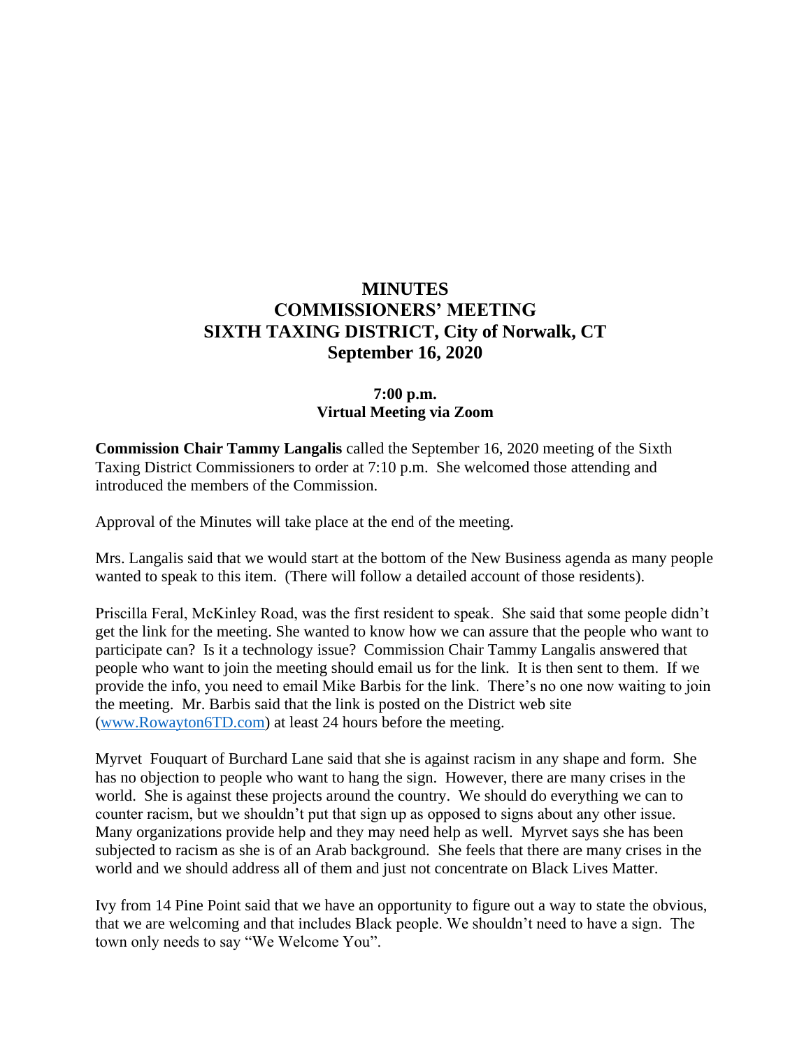# MINUTES
# COMMISSIONERS' MEETING
# SIXTH TAXING DISTRICT, City of Norwalk, CT
# September 16, 2020

**7:00 p.m.**
**Virtual Meeting via Zoom**

**Commission Chair Tammy Langalis** called the September 16, 2020 meeting of the Sixth Taxing District Commissioners to order at 7:10 p.m. She welcomed those attending and introduced the members of the Commission.

Approval of the Minutes will take place at the end of the meeting.

Mrs. Langalis said that we would start at the bottom of the New Business agenda as many people wanted to speak to this item. (There will follow a detailed account of those residents).

Priscilla Feral, McKinley Road, was the first resident to speak. She said that some people didn't get the link for the meeting. She wanted to know how we can assure that the people who want to participate can? Is it a technology issue? Commission Chair Tammy Langalis answered that people who want to join the meeting should email us for the link. It is then sent to them. If we provide the info, you need to email Mike Barbis for the link. There's no one now waiting to join the meeting. Mr. Barbis said that the link is posted on the District web site (www.Rowayton6TD.com) at least 24 hours before the meeting.

Myrvet Fouquart of Burchard Lane said that she is against racism in any shape and form. She has no objection to people who want to hang the sign. However, there are many crises in the world. She is against these projects around the country. We should do everything we can to counter racism, but we shouldn't put that sign up as opposed to signs about any other issue. Many organizations provide help and they may need help as well. Myrvet says she has been subjected to racism as she is of an Arab background. She feels that there are many crises in the world and we should address all of them and just not concentrate on Black Lives Matter.

Ivy from 14 Pine Point said that we have an opportunity to figure out a way to state the obvious, that we are welcoming and that includes Black people. We shouldn't need to have a sign. The town only needs to say "We Welcome You".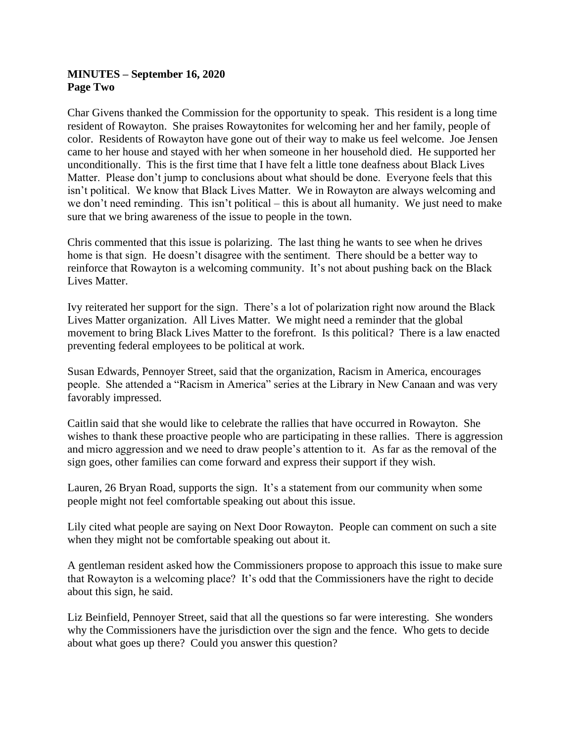**MINUTES – September 16, 2020**
**Page Two**

Char Givens thanked the Commission for the opportunity to speak. This resident is a long time resident of Rowayton. She praises Rowaytonites for welcoming her and her family, people of color. Residents of Rowayton have gone out of their way to make us feel welcome. Joe Jensen came to her house and stayed with her when someone in her household died. He supported her unconditionally. This is the first time that I have felt a little tone deafness about Black Lives Matter. Please don't jump to conclusions about what should be done. Everyone feels that this isn't political. We know that Black Lives Matter. We in Rowayton are always welcoming and we don't need reminding. This isn't political – this is about all humanity. We just need to make sure that we bring awareness of the issue to people in the town.

Chris commented that this issue is polarizing. The last thing he wants to see when he drives home is that sign. He doesn't disagree with the sentiment. There should be a better way to reinforce that Rowayton is a welcoming community. It's not about pushing back on the Black Lives Matter.

Ivy reiterated her support for the sign. There's a lot of polarization right now around the Black Lives Matter organization. All Lives Matter. We might need a reminder that the global movement to bring Black Lives Matter to the forefront. Is this political? There is a law enacted preventing federal employees to be political at work.

Susan Edwards, Pennoyer Street, said that the organization, Racism in America, encourages people. She attended a "Racism in America" series at the Library in New Canaan and was very favorably impressed.

Caitlin said that she would like to celebrate the rallies that have occurred in Rowayton. She wishes to thank these proactive people who are participating in these rallies. There is aggression and micro aggression and we need to draw people's attention to it. As far as the removal of the sign goes, other families can come forward and express their support if they wish.

Lauren, 26 Bryan Road, supports the sign. It's a statement from our community when some people might not feel comfortable speaking out about this issue.

Lily cited what people are saying on Next Door Rowayton. People can comment on such a site when they might not be comfortable speaking out about it.

A gentleman resident asked how the Commissioners propose to approach this issue to make sure that Rowayton is a welcoming place? It's odd that the Commissioners have the right to decide about this sign, he said.

Liz Beinfield, Pennoyer Street, said that all the questions so far were interesting. She wonders why the Commissioners have the jurisdiction over the sign and the fence. Who gets to decide about what goes up there? Could you answer this question?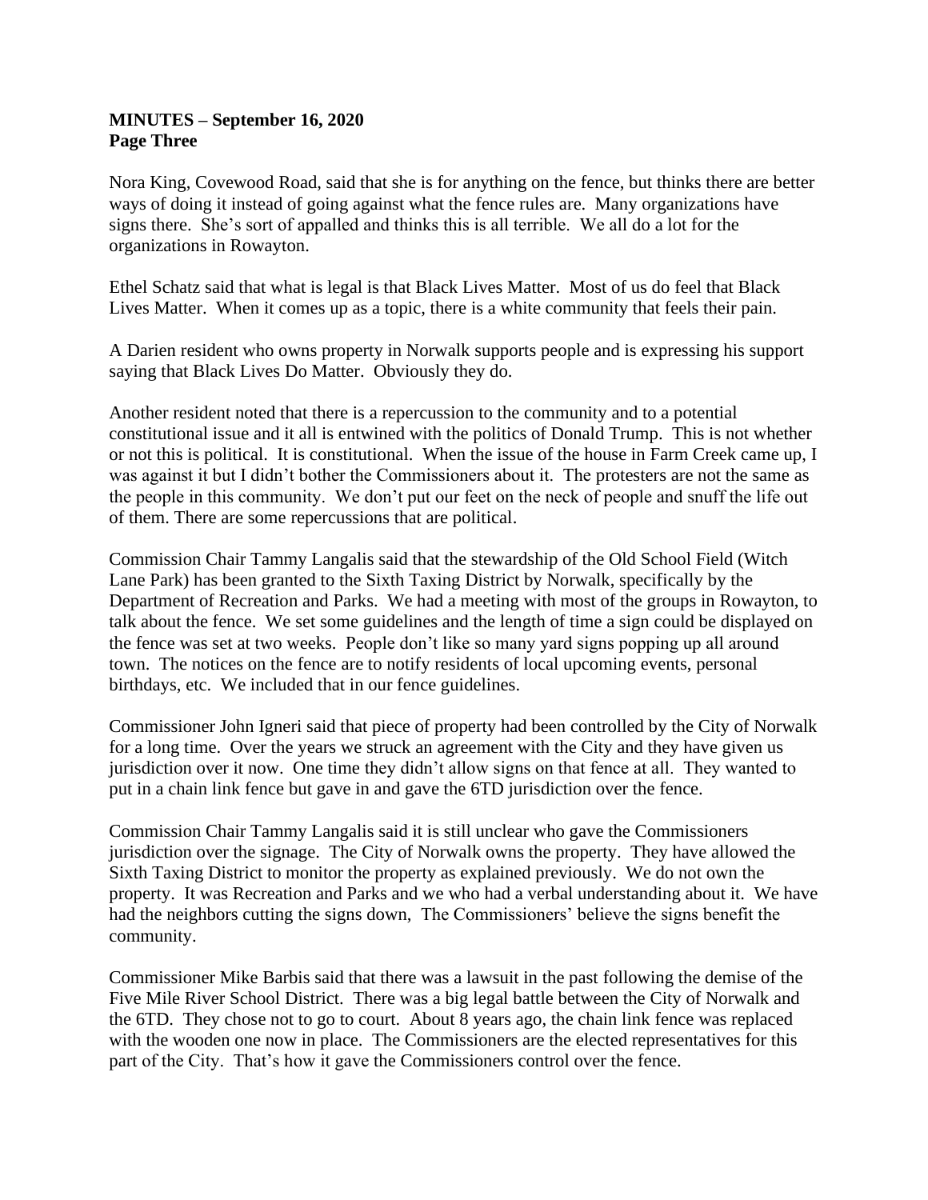**MINUTES – September 16, 2020**
**Page Three**

Nora King, Covewood Road, said that she is for anything on the fence, but thinks there are better ways of doing it instead of going against what the fence rules are. Many organizations have signs there. She's sort of appalled and thinks this is all terrible. We all do a lot for the organizations in Rowayton.

Ethel Schatz said that what is legal is that Black Lives Matter. Most of us do feel that Black Lives Matter. When it comes up as a topic, there is a white community that feels their pain.

A Darien resident who owns property in Norwalk supports people and is expressing his support saying that Black Lives Do Matter. Obviously they do.

Another resident noted that there is a repercussion to the community and to a potential constitutional issue and it all is entwined with the politics of Donald Trump. This is not whether or not this is political. It is constitutional. When the issue of the house in Farm Creek came up, I was against it but I didn't bother the Commissioners about it. The protesters are not the same as the people in this community. We don't put our feet on the neck of people and snuff the life out of them. There are some repercussions that are political.

Commission Chair Tammy Langalis said that the stewardship of the Old School Field (Witch Lane Park) has been granted to the Sixth Taxing District by Norwalk, specifically by the Department of Recreation and Parks. We had a meeting with most of the groups in Rowayton, to talk about the fence. We set some guidelines and the length of time a sign could be displayed on the fence was set at two weeks. People don't like so many yard signs popping up all around town. The notices on the fence are to notify residents of local upcoming events, personal birthdays, etc. We included that in our fence guidelines.

Commissioner John Igneri said that piece of property had been controlled by the City of Norwalk for a long time. Over the years we struck an agreement with the City and they have given us jurisdiction over it now. One time they didn't allow signs on that fence at all. They wanted to put in a chain link fence but gave in and gave the 6TD jurisdiction over the fence.

Commission Chair Tammy Langalis said it is still unclear who gave the Commissioners jurisdiction over the signage. The City of Norwalk owns the property. They have allowed the Sixth Taxing District to monitor the property as explained previously. We do not own the property. It was Recreation and Parks and we who had a verbal understanding about it. We have had the neighbors cutting the signs down, The Commissioners' believe the signs benefit the community.

Commissioner Mike Barbis said that there was a lawsuit in the past following the demise of the Five Mile River School District. There was a big legal battle between the City of Norwalk and the 6TD. They chose not to go to court. About 8 years ago, the chain link fence was replaced with the wooden one now in place. The Commissioners are the elected representatives for this part of the City. That's how it gave the Commissioners control over the fence.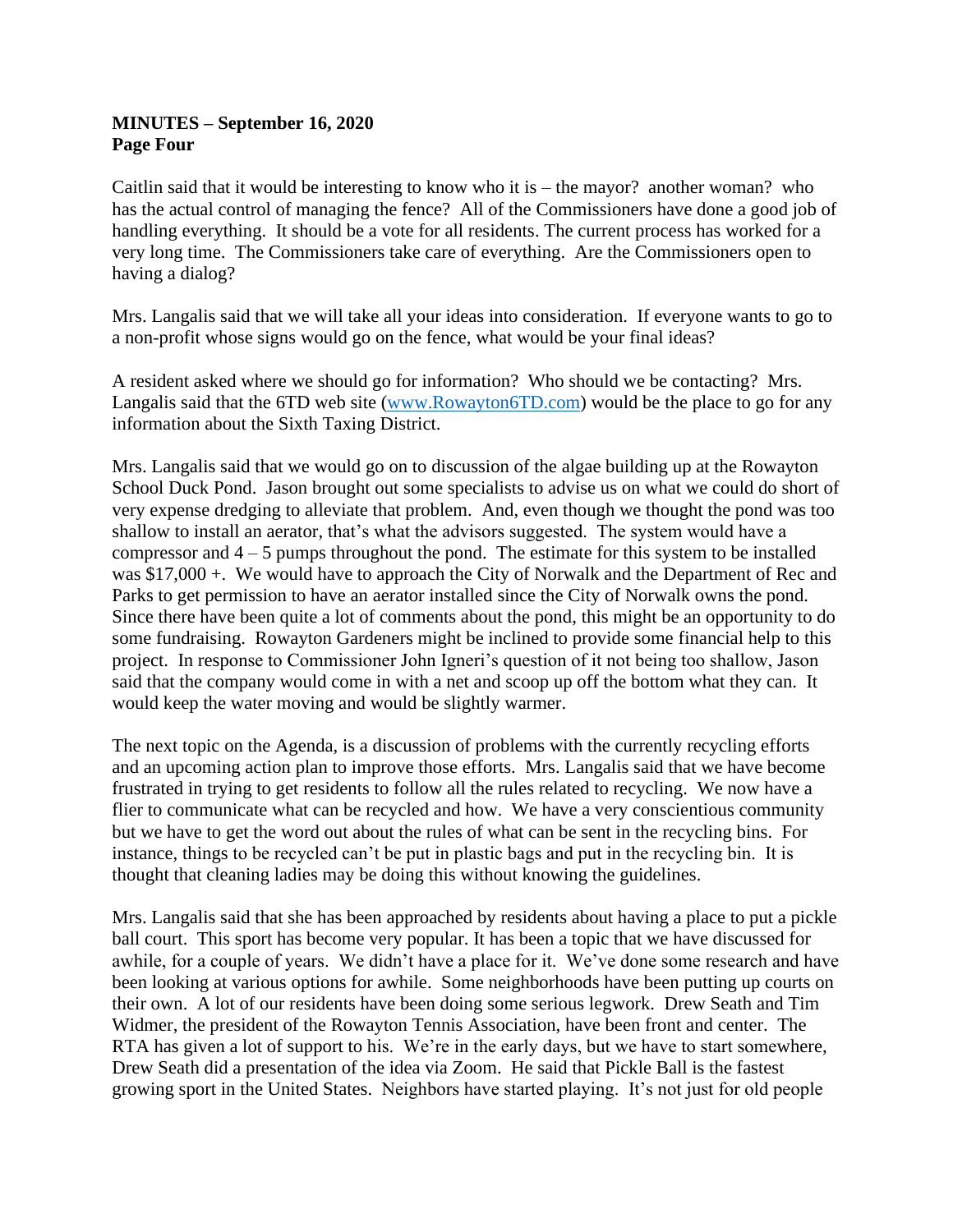**MINUTES – September 16, 2020**
**Page Four**

Caitlin said that it would be interesting to know who it is – the mayor? another woman? who has the actual control of managing the fence? All of the Commissioners have done a good job of handling everything. It should be a vote for all residents. The current process has worked for a very long time. The Commissioners take care of everything. Are the Commissioners open to having a dialog?

Mrs. Langalis said that we will take all your ideas into consideration. If everyone wants to go to a non-profit whose signs would go on the fence, what would be your final ideas?

A resident asked where we should go for information? Who should we be contacting? Mrs. Langalis said that the 6TD web site ([www.Rowayton6TD.com](http://www.Rowayton6TD.com)) would be the place to go for any information about the Sixth Taxing District.

Mrs. Langalis said that we would go on to discussion of the algae building up at the Rowayton School Duck Pond. Jason brought out some specialists to advise us on what we could do short of very expense dredging to alleviate that problem. And, even though we thought the pond was too shallow to install an aerator, that's what the advisors suggested. The system would have a compressor and 4 – 5 pumps throughout the pond. The estimate for this system to be installed was $17,000 +. We would have to approach the City of Norwalk and the Department of Rec and Parks to get permission to have an aerator installed since the City of Norwalk owns the pond. Since there have been quite a lot of comments about the pond, this might be an opportunity to do some fundraising. Rowayton Gardeners might be inclined to provide some financial help to this project. In response to Commissioner John Igneri's question of it not being too shallow, Jason said that the company would come in with a net and scoop up off the bottom what they can. It would keep the water moving and would be slightly warmer.

The next topic on the Agenda, is a discussion of problems with the currently recycling efforts and an upcoming action plan to improve those efforts. Mrs. Langalis said that we have become frustrated in trying to get residents to follow all the rules related to recycling. We now have a flier to communicate what can be recycled and how. We have a very conscientious community but we have to get the word out about the rules of what can be sent in the recycling bins. For instance, things to be recycled can't be put in plastic bags and put in the recycling bin. It is thought that cleaning ladies may be doing this without knowing the guidelines.

Mrs. Langalis said that she has been approached by residents about having a place to put a pickle ball court. This sport has become very popular. It has been a topic that we have discussed for awhile, for a couple of years. We didn't have a place for it. We've done some research and have been looking at various options for awhile. Some neighborhoods have been putting up courts on their own. A lot of our residents have been doing some serious legwork. Drew Seath and Tim Widmer, the president of the Rowayton Tennis Association, have been front and center. The RTA has given a lot of support to his. We're in the early days, but we have to start somewhere, Drew Seath did a presentation of the idea via Zoom. He said that Pickle Ball is the fastest growing sport in the United States. Neighbors have started playing. It's not just for old people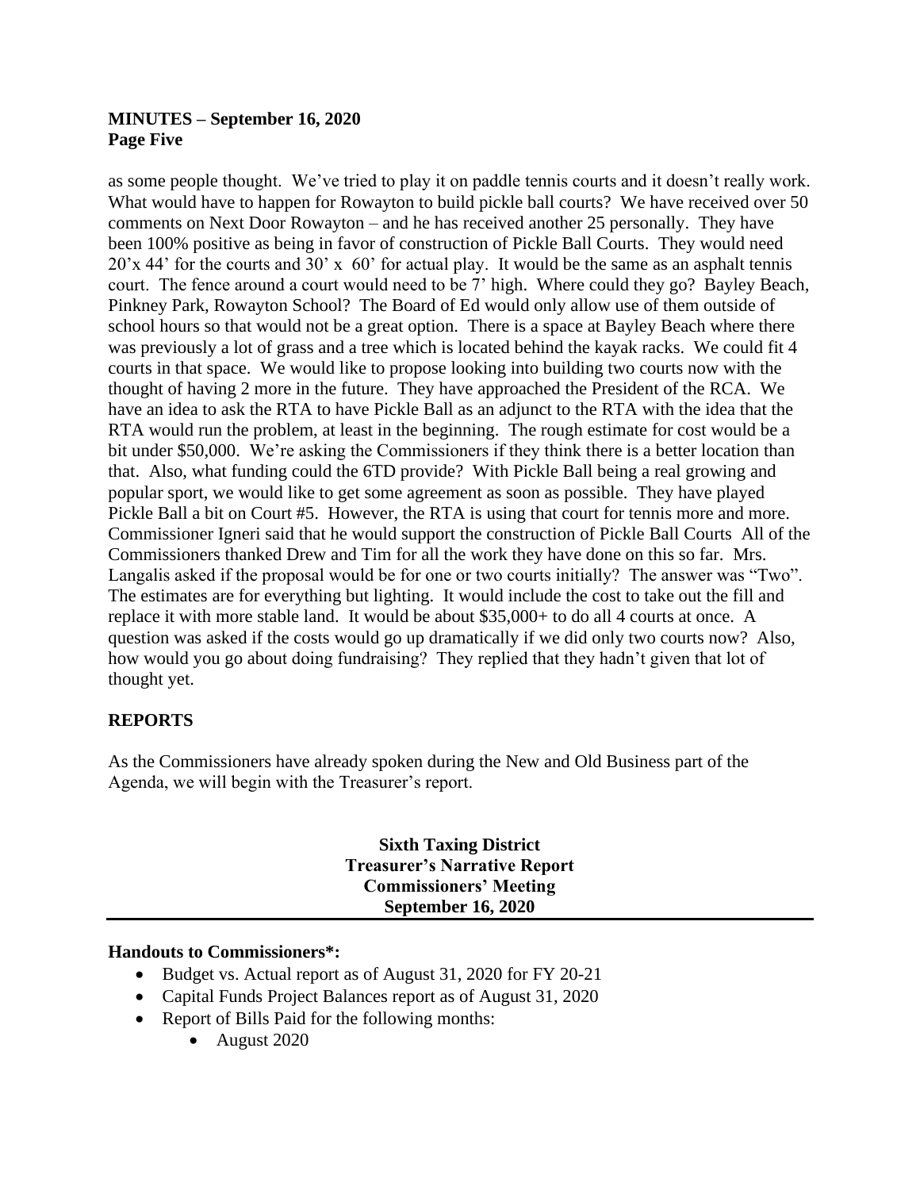as some people thought. We've tried to play it on paddle tennis courts and it doesn't really work. What would have to happen for Rowayton to build pickle ball courts? We have received over 50 comments on Next Door Rowayton – and he has received another 25 personally. They have been 100% positive as being in favor of construction of Pickle Ball Courts. They would need 20'x 44' for the courts and 30' x 60' for actual play. It would be the same as an asphalt tennis court. The fence around a court would need to be 7' high. Where could they go? Bayley Beach, Pinkney Park, Rowayton School? The Board of Ed would only allow use of them outside of school hours so that would not be a great option. There is a space at Bayley Beach where there was previously a lot of grass and a tree which is located behind the kayak racks. We could fit 4 courts in that space. We would like to propose looking into building two courts now with the thought of having 2 more in the future. They have approached the President of the RCA. We have an idea to ask the RTA to have Pickle Ball as an adjunct to the RTA with the idea that the RTA would run the problem, at least in the beginning. The rough estimate for cost would be a bit under $50,000. We're asking the Commissioners if they think there is a better location than that. Also, what funding could the 6TD provide? With Pickle Ball being a real growing and popular sport, we would like to get some agreement as soon as possible. They have played Pickle Ball a bit on Court #5. However, the RTA is using that court for tennis more and more. Commissioner Igneri said that he would support the construction of Pickle Ball Courts All of the Commissioners thanked Drew and Tim for all the work they have done on this so far. Mrs. Langalis asked if the proposal would be for one or two courts initially? The answer was "Two". The estimates are for everything but lighting. It would include the cost to take out the fill and replace it with more stable land. It would be about $35,000+ to do all 4 courts at once. A question was asked if the costs would go up dramatically if we did only two courts now? Also, how would you go about doing fundraising? They replied that they hadn't given that lot of thought yet.

## REPORTS

As the Commissioners have already spoken during the New and Old Business part of the Agenda, we will begin with the Treasurer's report.

**Sixth Taxing District**
**Treasurer's Narrative Report**
**Commissioners' Meeting**
**September 16, 2020**

---

**Handouts to Commissioners*:**

- Budget vs. Actual report as of August 31, 2020 for FY 20-21
- Capital Funds Project Balances report as of August 31, 2020
- Report of Bills Paid for the following months:
    - August 2020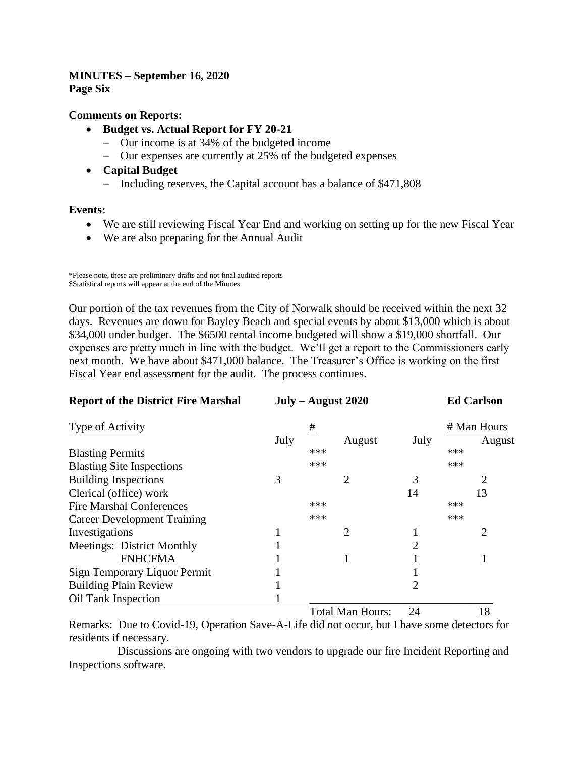**MINUTES – September 16, 2020**
**Page Six**

**Comments on Reports:**

- **Budget vs. Actual Report for FY 20-21**
  - Our income is at 34% of the budgeted income
  - Our expenses are currently at 25% of the budgeted expenses
- **Capital Budget**
  - Including reserves, the Capital account has a balance of $471,808

**Events:**

- We are still reviewing Fiscal Year End and working on setting up for the new Fiscal Year
- We are also preparing for the Annual Audit

*Please note, these are preliminary drafts and not final audited reports
$Statistical reports will appear at the end of the Minutes

Our portion of the tax revenues from the City of Norwalk should be received within the next 32 days. Revenues are down for Bayley Beach and special events by about $13,000 which is about $34,000 under budget. The $6500 rental income budgeted will show a $19,000 shortfall. Our expenses are pretty much in line with the budget. We'll get a report to the Commissioners early next month. We have about $471,000 balance. The Treasurer's Office is working on the first Fiscal Year end assessment for the audit. The process continues.

**Report of the District Fire Marshal** **July – August 2020** **Ed Carlson**

| Type of Activity | # July | # August | # Man Hours July | # Man Hours August |
|---|---|---|---|---|
| Blasting Permits | *** | | *** | |
| Blasting Site Inspections | *** | | *** | |
| Building Inspections | 3 | 2 | 3 | 2 |
| Clerical (office) work | | | 14 | 13 |
| Fire Marshal Conferences | *** | | *** | |
| Career Development Training | *** | | *** | |
| Investigations | 1 | 2 | 1 | 2 |
| Meetings: District Monthly | 1 | | 2 | |
| FNHCFMA | 1 | 1 | 1 | 1 |
| Sign Temporary Liquor Permit | 1 | | 1 | |
| Building Plain Review | 1 | | 2 | |
| Oil Tank Inspection | 1 | | | |
| | | Total Man Hours: | 24 | 18 |

Remarks: Due to Covid-19, Operation Save-A-Life did not occur, but I have some detectors for residents if necessary.

Discussions are ongoing with two vendors to upgrade our fire Incident Reporting and Inspections software.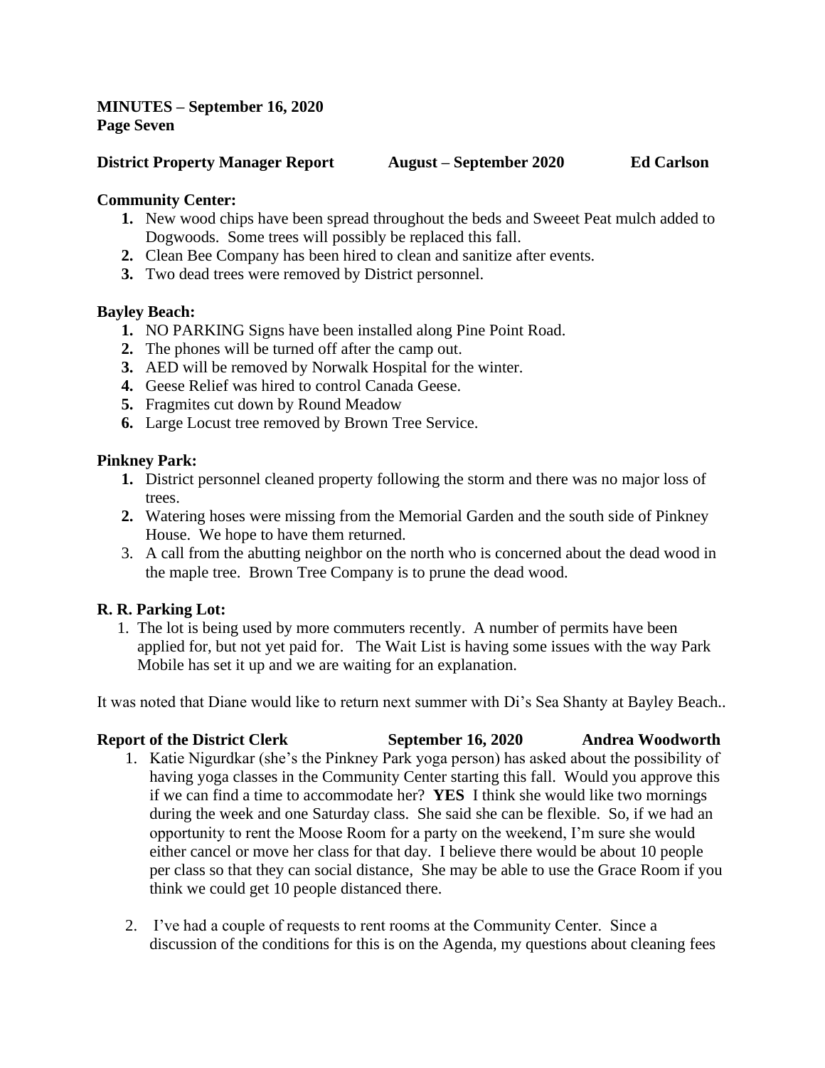**MINUTES – September 16, 2020**
**Page Seven**

**District Property Manager Report August – September 2020 Ed Carlson**

**Community Center:**

1. New wood chips have been spread throughout the beds and Sweeet Peat mulch added to Dogwoods. Some trees will possibly be replaced this fall.
2. Clean Bee Company has been hired to clean and sanitize after events.
3. Two dead trees were removed by District personnel.

**Bayley Beach:**

1. NO PARKING Signs have been installed along Pine Point Road.
2. The phones will be turned off after the camp out.
3. AED will be removed by Norwalk Hospital for the winter.
4. Geese Relief was hired to control Canada Geese.
5. Fragmites cut down by Round Meadow
6. Large Locust tree removed by Brown Tree Service.

**Pinkney Park:**

1. District personnel cleaned property following the storm and there was no major loss of trees.
2. Watering hoses were missing from the Memorial Garden and the south side of Pinkney House. We hope to have them returned.
3. A call from the abutting neighbor on the north who is concerned about the dead wood in the maple tree. Brown Tree Company is to prune the dead wood.

**R. R. Parking Lot:**

1. The lot is being used by more commuters recently. A number of permits have been applied for, but not yet paid for. The Wait List is having some issues with the way Park Mobile has set it up and we are waiting for an explanation.

It was noted that Diane would like to return next summer with Di's Sea Shanty at Bayley Beach..

**Report of the District Clerk September 16, 2020 Andrea Woodworth**

1. Katie Nigurdkar (she's the Pinkney Park yoga person) has asked about the possibility of having yoga classes in the Community Center starting this fall. Would you approve this if we can find a time to accommodate her? **YES** I think she would like two mornings during the week and one Saturday class. She said she can be flexible. So, if we had an opportunity to rent the Moose Room for a party on the weekend, I'm sure she would either cancel or move her class for that day. I believe there would be about 10 people per class so that they can social distance, She may be able to use the Grace Room if you think we could get 10 people distanced there.

2. I've had a couple of requests to rent rooms at the Community Center. Since a discussion of the conditions for this is on the Agenda, my questions about cleaning fees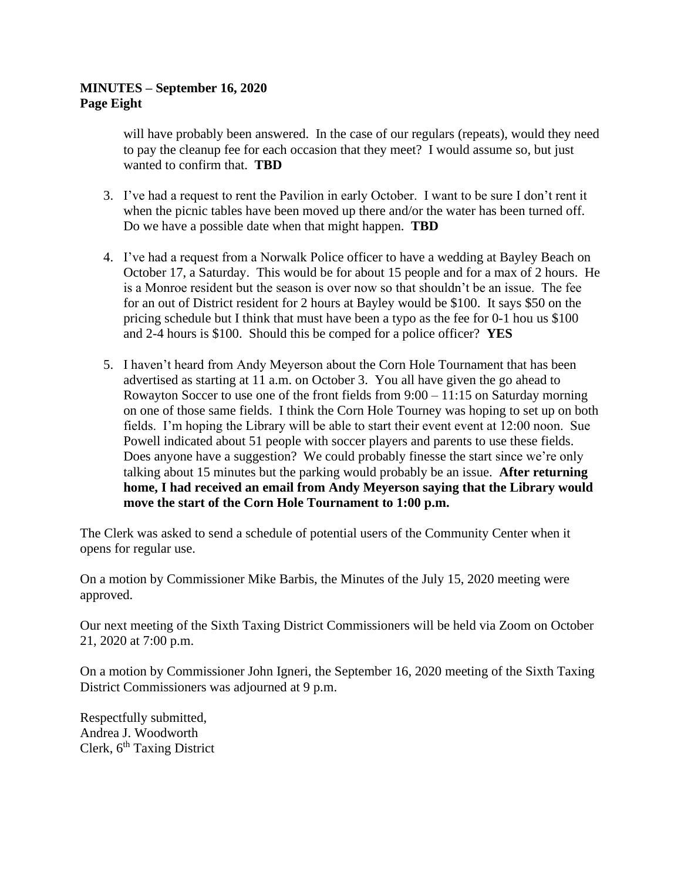will have probably been answered. In the case of our regulars (repeats), would they need to pay the cleanup fee for each occasion that they meet? I would assume so, but just wanted to confirm that. **TBD**

3. I've had a request to rent the Pavilion in early October. I want to be sure I don't rent it when the picnic tables have been moved up there and/or the water has been turned off. Do we have a possible date when that might happen. **TBD**

4. I've had a request from a Norwalk Police officer to have a wedding at Bayley Beach on October 17, a Saturday. This would be for about 15 people and for a max of 2 hours. He is a Monroe resident but the season is over now so that shouldn't be an issue. The fee for an out of District resident for 2 hours at Bayley would be $100. It says $50 on the pricing schedule but I think that must have been a typo as the fee for 0-1 hou us $100 and 2-4 hours is $100. Should this be comped for a police officer? **YES**

5. I haven't heard from Andy Meyerson about the Corn Hole Tournament that has been advertised as starting at 11 a.m. on October 3. You all have given the go ahead to Rowayton Soccer to use one of the front fields from 9:00 – 11:15 on Saturday morning on one of those same fields. I think the Corn Hole Tourney was hoping to set up on both fields. I'm hoping the Library will be able to start their event event at 12:00 noon. Sue Powell indicated about 51 people with soccer players and parents to use these fields. Does anyone have a suggestion? We could probably finesse the start since we're only talking about 15 minutes but the parking would probably be an issue. **After returning home, I had received an email from Andy Meyerson saying that the Library would move the start of the Corn Hole Tournament to 1:00 p.m.**

The Clerk was asked to send a schedule of potential users of the Community Center when it opens for regular use.

On a motion by Commissioner Mike Barbis, the Minutes of the July 15, 2020 meeting were approved.

Our next meeting of the Sixth Taxing District Commissioners will be held via Zoom on October 21, 2020 at 7:00 p.m.

On a motion by Commissioner John Igneri, the September 16, 2020 meeting of the Sixth Taxing District Commissioners was adjourned at 9 p.m.

Respectfully submitted,  
Andrea J. Woodworth  
Clerk, 6th Taxing District